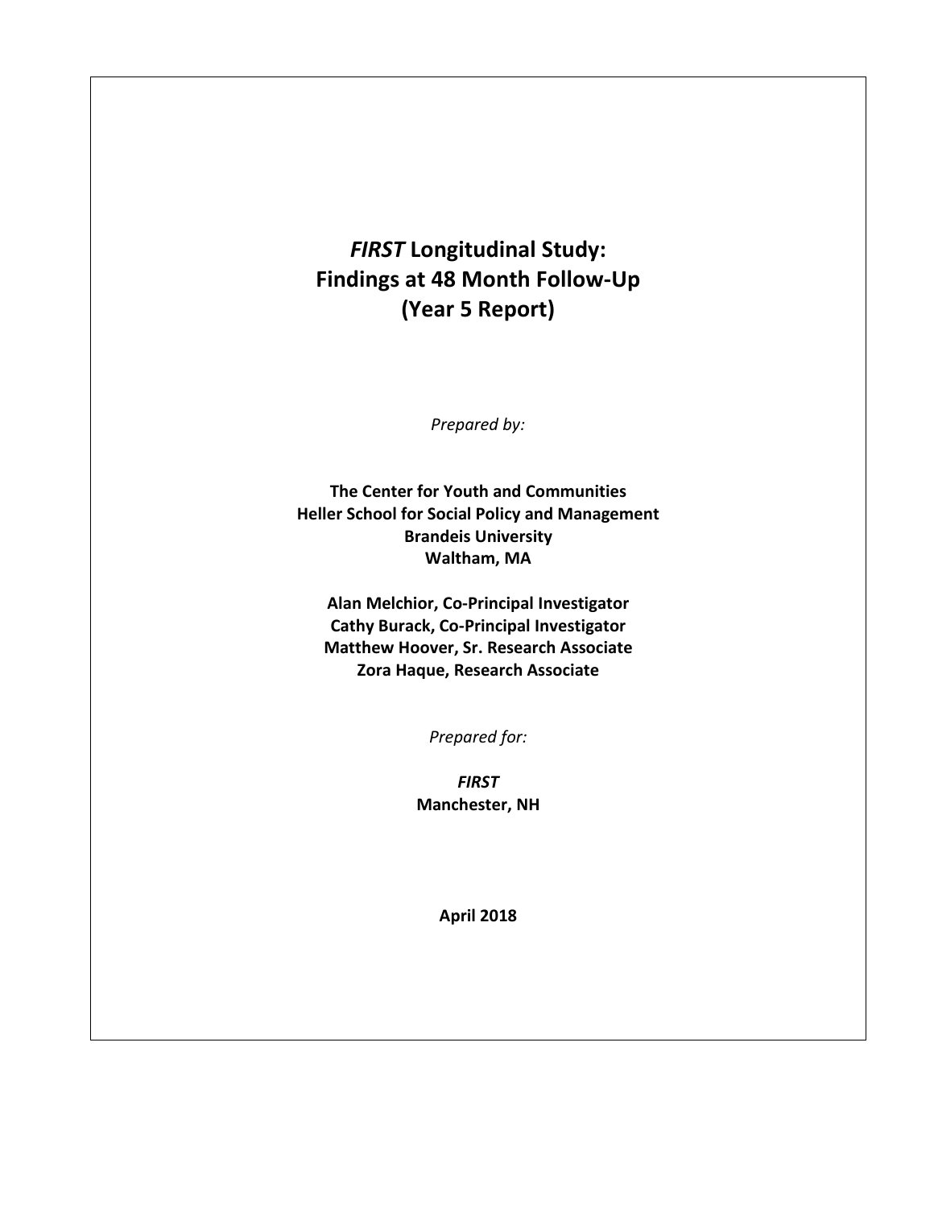# *FIRST* Longitudinal Study: Findings at 48 Month Follow-Up (Year 5 Report)

*Prepared by:*

**The Center for Youth and Communities**
**Heller School for Social Policy and Management**
**Brandeis University**
**Waltham, MA**

**Alan Melchior, Co-Principal Investigator**
**Cathy Burack, Co-Principal Investigator**
**Matthew Hoover, Sr. Research Associate**
**Zora Haque, Research Associate**

*Prepared for:*

***FIRST***
**Manchester, NH**

**April 2018**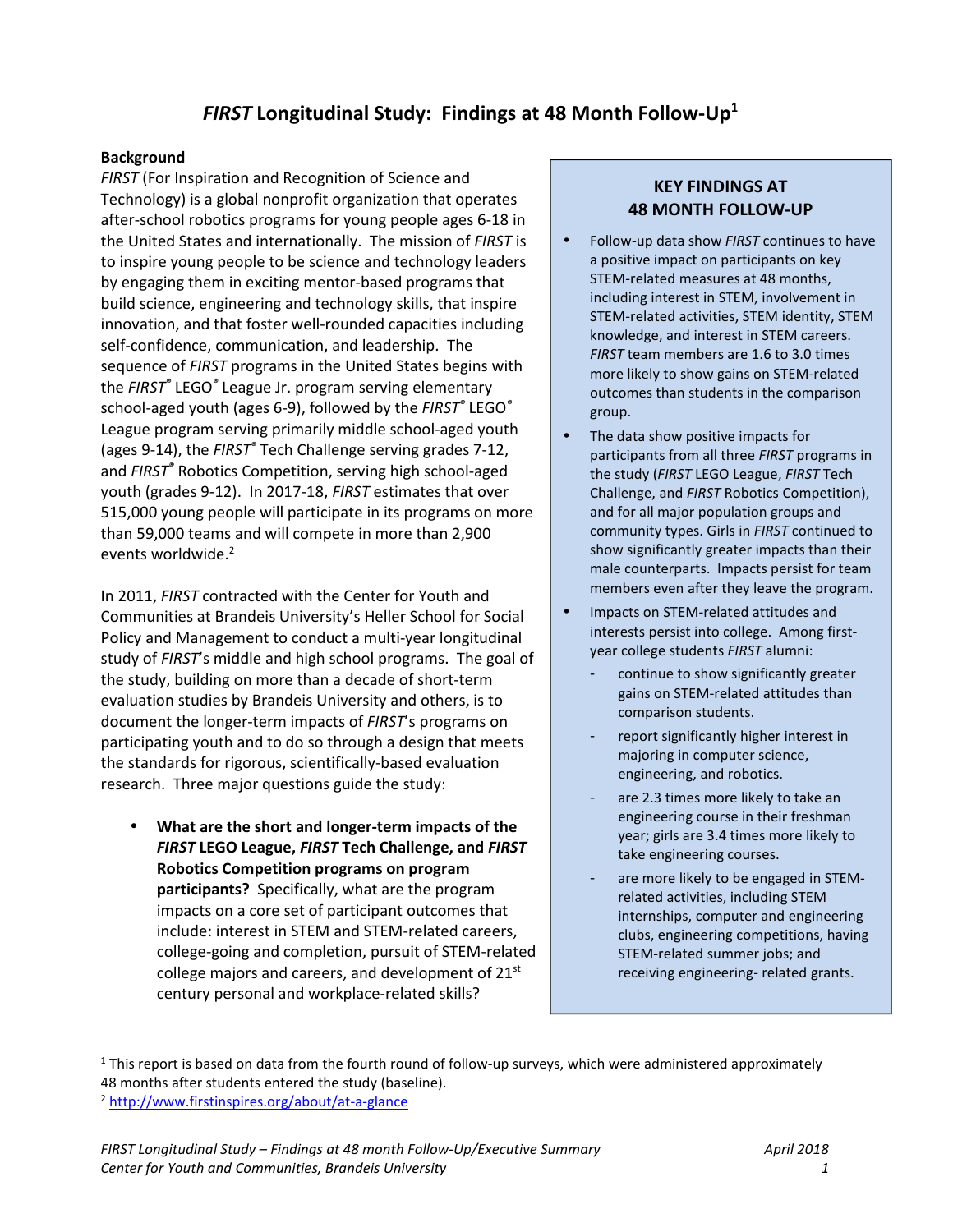# *FIRST* Longitudinal Study: Findings at 48 Month Follow-Up[1]

## Background

*FIRST* (For Inspiration and Recognition of Science and Technology) is a global nonprofit organization that operates after-school robotics programs for young people ages 6-18 in the United States and internationally. The mission of *FIRST* is to inspire young people to be science and technology leaders by engaging them in exciting mentor-based programs that build science, engineering and technology skills, that inspire innovation, and that foster well-rounded capacities including self-confidence, communication, and leadership. The sequence of *FIRST* programs in the United States begins with the *FIRST*® LEGO® League Jr. program serving elementary school-aged youth (ages 6-9), followed by the *FIRST*® LEGO® League program serving primarily middle school-aged youth (ages 9-14), the *FIRST*® Tech Challenge serving grades 7-12, and *FIRST*® Robotics Competition, serving high school-aged youth (grades 9-12). In 2017-18, *FIRST* estimates that over 515,000 young people will participate in its programs on more than 59,000 teams and will compete in more than 2,900 events worldwide.[2]

In 2011, *FIRST* contracted with the Center for Youth and Communities at Brandeis University's Heller School for Social Policy and Management to conduct a multi-year longitudinal study of *FIRST*'s middle and high school programs. The goal of the study, building on more than a decade of short-term evaluation studies by Brandeis University and others, is to document the longer-term impacts of *FIRST*'s programs on participating youth and to do so through a design that meets the standards for rigorous, scientifically-based evaluation research. Three major questions guide the study:

- **What are the short and longer-term impacts of the *FIRST* LEGO League, *FIRST* Tech Challenge, and *FIRST* Robotics Competition programs on program participants?** Specifically, what are the program impacts on a core set of participant outcomes that include: interest in STEM and STEM-related careers, college-going and completion, pursuit of STEM-related college majors and careers, and development of 21st century personal and workplace-related skills?

## KEY FINDINGS AT 48 MONTH FOLLOW-UP

- Follow-up data show *FIRST* continues to have a positive impact on participants on key STEM-related measures at 48 months, including interest in STEM, involvement in STEM-related activities, STEM identity, STEM knowledge, and interest in STEM careers. *FIRST* team members are 1.6 to 3.0 times more likely to show gains on STEM-related outcomes than students in the comparison group.
- The data show positive impacts for participants from all three *FIRST* programs in the study (*FIRST* LEGO League, *FIRST* Tech Challenge, and *FIRST* Robotics Competition), and for all major population groups and community types. Girls in *FIRST* continued to show significantly greater impacts than their male counterparts. Impacts persist for team members even after they leave the program.
- Impacts on STEM-related attitudes and interests persist into college. Among first-year college students *FIRST* alumni:
  - continue to show significantly greater gains on STEM-related attitudes than comparison students.
  - report significantly higher interest in majoring in computer science, engineering, and robotics.
  - are 2.3 times more likely to take an engineering course in their freshman year; girls are 3.4 times more likely to take engineering courses.
  - are more likely to be engaged in STEM-related activities, including STEM internships, computer and engineering clubs, engineering competitions, having STEM-related summer jobs; and receiving engineering- related grants.

---

[1] This report is based on data from the fourth round of follow-up surveys, which were administered approximately 48 months after students entered the study (baseline).

[2] http://www.firstinspires.org/about/at-a-glance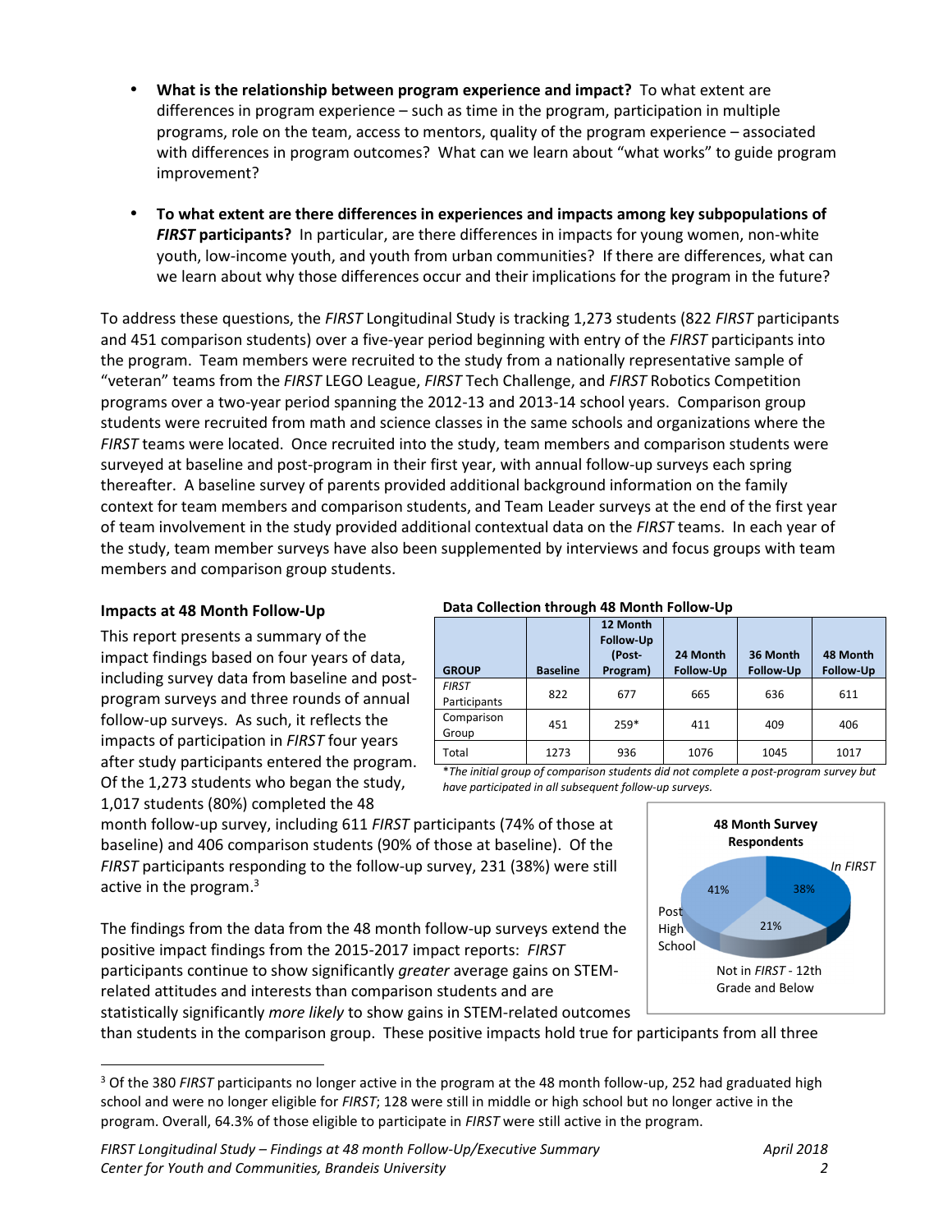- **What is the relationship between program experience and impact?** To what extent are differences in program experience – such as time in the program, participation in multiple programs, role on the team, access to mentors, quality of the program experience – associated with differences in program outcomes? What can we learn about "what works" to guide program improvement?

- **To what extent are there differences in experiences and impacts among key subpopulations of *FIRST* participants?** In particular, are there differences in impacts for young women, non-white youth, low-income youth, and youth from urban communities? If there are differences, what can we learn about why those differences occur and their implications for the program in the future?

To address these questions, the *FIRST* Longitudinal Study is tracking 1,273 students (822 *FIRST* participants and 451 comparison students) over a five-year period beginning with entry of the *FIRST* participants into the program. Team members were recruited to the study from a nationally representative sample of "veteran" teams from the *FIRST* LEGO League, *FIRST* Tech Challenge, and *FIRST* Robotics Competition programs over a two-year period spanning the 2012-13 and 2013-14 school years. Comparison group students were recruited from math and science classes in the same schools and organizations where the *FIRST* teams were located. Once recruited into the study, team members and comparison students were surveyed at baseline and post-program in their first year, with annual follow-up surveys each spring thereafter. A baseline survey of parents provided additional background information on the family context for team members and comparison students, and Team Leader surveys at the end of the first year of team involvement in the study provided additional contextual data on the *FIRST* teams. In each year of the study, team member surveys have also been supplemented by interviews and focus groups with team members and comparison group students.

### Impacts at 48 Month Follow-Up

This report presents a summary of the impact findings based on four years of data, including survey data from baseline and post-program surveys and three rounds of annual follow-up surveys. As such, it reflects the impacts of participation in *FIRST* four years after study participants entered the program. Of the 1,273 students who began the study, 1,017 students (80%) completed the 48 month follow-up survey, including 611 *FIRST* participants (74% of those at baseline) and 406 comparison students (90% of those at baseline). Of the *FIRST* participants responding to the follow-up survey, 231 (38%) were still active in the program.[3]

**Data Collection through 48 Month Follow-Up**

| GROUP | Baseline | 12 Month Follow-Up (Post-Program) | 24 Month Follow-Up | 36 Month Follow-Up | 48 Month Follow-Up |
|---|---|---|---|---|---|
| *FIRST* Participants | 822 | 677 | 665 | 636 | 611 |
| Comparison Group | 451 | 259* | 411 | 409 | 406 |
| Total | 1273 | 936 | 1076 | 1045 | 1017 |

**The initial group of comparison students did not complete a post-program survey but have participated in all subsequent follow-up surveys.*

**48 Month Survey Respondents**

| Category | Percent |
|---|---|
| In *FIRST* | 38% |
| Not in *FIRST* - 12th Grade and Below | 21% |
| Post High School | 41% |

The findings from the data from the 48 month follow-up surveys extend the positive impact findings from the 2015-2017 impact reports: *FIRST* participants continue to show significantly *greater* average gains on STEM-related attitudes and interests than comparison students and are statistically significantly *more likely* to show gains in STEM-related outcomes than students in the comparison group. These positive impacts hold true for participants from all three

[3] Of the 380 *FIRST* participants no longer active in the program at the 48 month follow-up, 252 had graduated high school and were no longer eligible for *FIRST*; 128 were still in middle or high school but no longer active in the program. Overall, 64.3% of those eligible to participate in *FIRST* were still active in the program.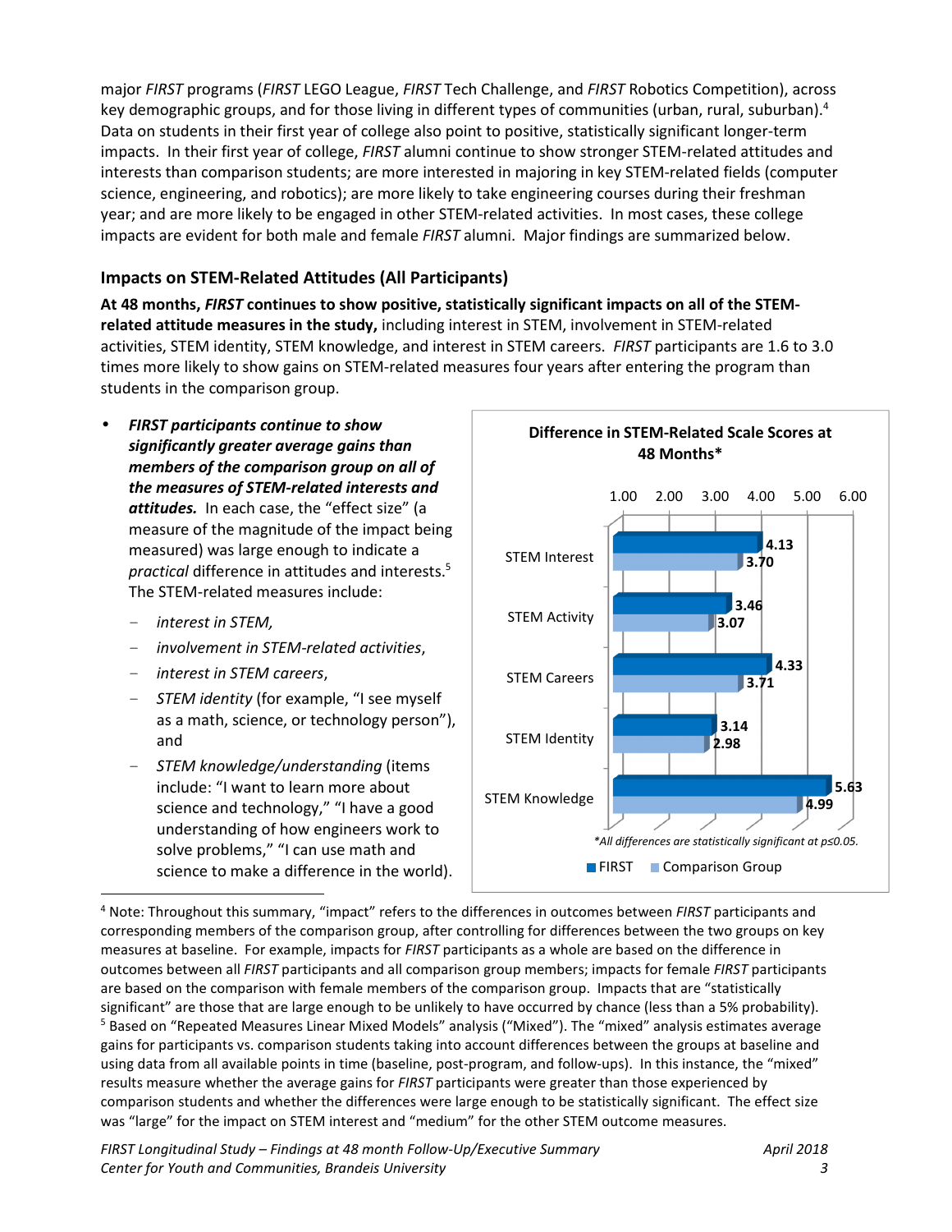major *FIRST* programs (*FIRST* LEGO League, *FIRST* Tech Challenge, and *FIRST* Robotics Competition), across key demographic groups, and for those living in different types of communities (urban, rural, suburban).[4] Data on students in their first year of college also point to positive, statistically significant longer-term impacts. In their first year of college, *FIRST* alumni continue to show stronger STEM-related attitudes and interests than comparison students; are more interested in majoring in key STEM-related fields (computer science, engineering, and robotics); are more likely to take engineering courses during their freshman year; and are more likely to be engaged in other STEM-related activities. In most cases, these college impacts are evident for both male and female *FIRST* alumni. Major findings are summarized below.

## Impacts on STEM-Related Attitudes (All Participants)

**At 48 months, *FIRST* continues to show positive, statistically significant impacts on all of the STEM-related attitude measures in the study,** including interest in STEM, involvement in STEM-related activities, STEM identity, STEM knowledge, and interest in STEM careers. *FIRST* participants are 1.6 to 3.0 times more likely to show gains on STEM-related measures four years after entering the program than students in the comparison group.

- ***FIRST participants continue to show significantly greater average gains than members of the comparison group on all of the measures of STEM-related interests and attitudes.*** In each case, the "effect size" (a measure of the magnitude of the impact being measured) was large enough to indicate a *practical* difference in attitudes and interests.[5] The STEM-related measures include:
  - *interest in STEM,*
  - *involvement in STEM-related activities*,
  - *interest in STEM careers*,
  - *STEM identity* (for example, "I see myself as a math, science, or technology person"), and
  - *STEM knowledge/understanding* (items include: "I want to learn more about science and technology," "I have a good understanding of how engineers work to solve problems," "I can use math and science to make a difference in the world).

**Difference in STEM-Related Scale Scores at 48 Months***

| | FIRST | Comparison Group |
|---|---|---|
| STEM Interest | 4.13 | 3.70 |
| STEM Activity | 3.46 | 3.07 |
| STEM Careers | 4.33 | 3.71 |
| STEM Identity | 3.14 | 2.98 |
| STEM Knowledge | 5.63 | 4.99 |

**All differences are statistically significant at p≤0.05.*

---

[4] Note: Throughout this summary, "impact" refers to the differences in outcomes between *FIRST* participants and corresponding members of the comparison group, after controlling for differences between the two groups on key measures at baseline. For example, impacts for *FIRST* participants as a whole are based on the difference in outcomes between all *FIRST* participants and all comparison group members; impacts for female *FIRST* participants are based on the comparison with female members of the comparison group. Impacts that are "statistically significant" are those that are large enough to be unlikely to have occurred by chance (less than a 5% probability).

[5] Based on "Repeated Measures Linear Mixed Models" analysis ("Mixed"). The "mixed" analysis estimates average gains for participants vs. comparison students taking into account differences between the groups at baseline and using data from all available points in time (baseline, post-program, and follow-ups). In this instance, the "mixed" results measure whether the average gains for *FIRST* participants were greater than those experienced by comparison students and whether the differences were large enough to be statistically significant. The effect size was "large" for the impact on STEM interest and "medium" for the other STEM outcome measures.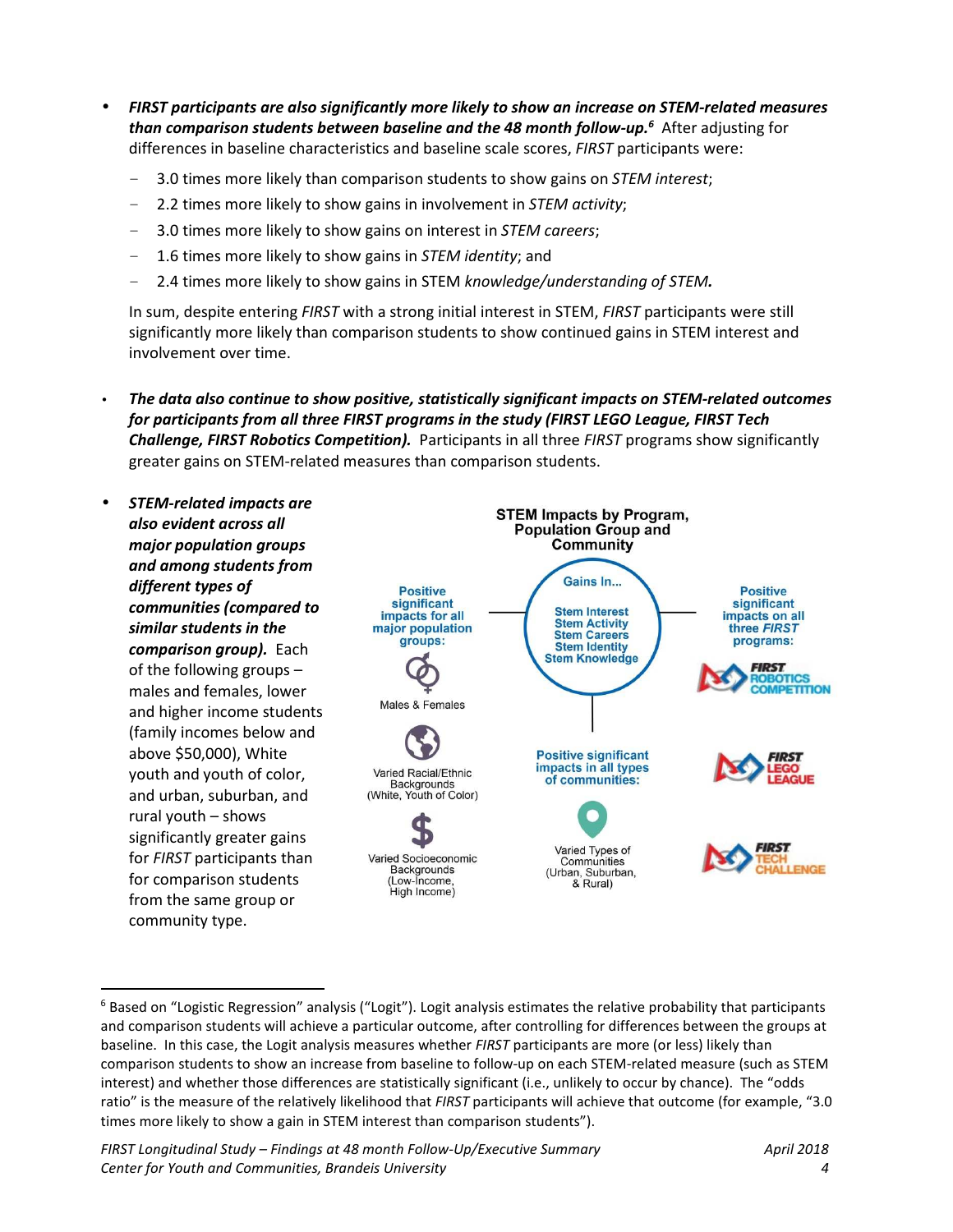- ***FIRST participants are also significantly more likely to show an increase on STEM-related measures than comparison students between baseline and the 48 month follow-up.***[6] After adjusting for differences in baseline characteristics and baseline scale scores, *FIRST* participants were:
  - 3.0 times more likely than comparison students to show gains on *STEM interest*;
  - 2.2 times more likely to show gains in involvement in *STEM activity*;
  - 3.0 times more likely to show gains on interest in *STEM careers*;
  - 1.6 times more likely to show gains in *STEM identity*; and
  - 2.4 times more likely to show gains in STEM *knowledge/understanding of STEM.*

  In sum, despite entering *FIRST* with a strong initial interest in STEM, *FIRST* participants were still significantly more likely than comparison students to show continued gains in STEM interest and involvement over time.

- ***The data also continue to show positive, statistically significant impacts on STEM-related outcomes for participants from all three FIRST programs in the study (FIRST LEGO League, FIRST Tech Challenge, FIRST Robotics Competition).*** Participants in all three *FIRST* programs show significantly greater gains on STEM-related measures than comparison students.

- ***STEM-related impacts are also evident across all major population groups and among students from different types of communities (compared to similar students in the comparison group).*** Each of the following groups – males and females, lower and higher income students (family incomes below and above $50,000), White youth and youth of color, and urban, suburban, and rural youth – shows significantly greater gains for *FIRST* participants than for comparison students from the same group or community type.

**STEM Impacts by Program, Population Group and Community**

Gains In... Stem Interest, Stem Activity, Stem Careers, Stem Identity, Stem Knowledge

Positive significant impacts for all major population groups:
- Males & Females
- Varied Racial/Ethnic Backgrounds (White, Youth of Color)
- Varied Socioeconomic Backgrounds (Low-Income, High Income)

Positive significant impacts on all three *FIRST* programs:
- FIRST Robotics Competition
- FIRST LEGO League
- FIRST Tech Challenge

Positive significant impacts in all types of communities:
- Varied Types of Communities (Urban, Suburban, & Rural)

---

[6] Based on "Logistic Regression" analysis ("Logit"). Logit analysis estimates the relative probability that participants and comparison students will achieve a particular outcome, after controlling for differences between the groups at baseline. In this case, the Logit analysis measures whether *FIRST* participants are more (or less) likely than comparison students to show an increase from baseline to follow-up on each STEM-related measure (such as STEM interest) and whether those differences are statistically significant (i.e., unlikely to occur by chance). The "odds ratio" is the measure of the relatively likelihood that *FIRST* participants will achieve that outcome (for example, "3.0 times more likely to show a gain in STEM interest than comparison students").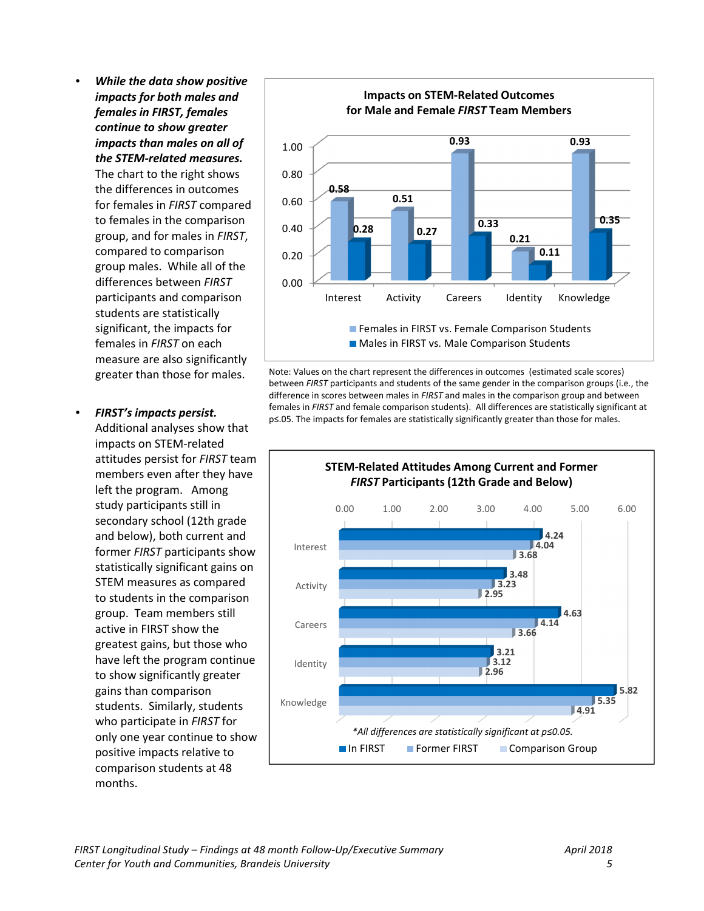- ***While the data show positive impacts for both males and females in FIRST, females continue to show greater impacts than males on all of the STEM-related measures.*** The chart to the right shows the differences in outcomes for females in *FIRST* compared to females in the comparison group, and for males in *FIRST*, compared to comparison group males. While all of the differences between *FIRST* participants and comparison students are statistically significant, the impacts for females in *FIRST* on each measure are also significantly greater than those for males.

- ***FIRST's impacts persist.*** Additional analyses show that impacts on STEM-related attitudes persist for *FIRST* team members even after they have left the program. Among study participants still in secondary school (12th grade and below), both current and former *FIRST* participants show statistically significant gains on STEM measures as compared to students in the comparison group. Team members still active in FIRST show the greatest gains, but those who have left the program continue to show significantly greater gains than comparison students. Similarly, students who participate in *FIRST* for only one year continue to show positive impacts relative to comparison students at 48 months.

**Impacts on STEM-Related Outcomes for Male and Female *FIRST* Team Members**

| | Females in FIRST vs. Female Comparison Students | Males in FIRST vs. Male Comparison Students |
|---|---|---|
| Interest | 0.58 | 0.28 |
| Activity | 0.51 | 0.27 |
| Careers | 0.93 | 0.33 |
| Identity | 0.21 | 0.11 |
| Knowledge | 0.93 | 0.35 |

Note: Values on the chart represent the differences in outcomes (estimated scale scores) between *FIRST* participants and students of the same gender in the comparison groups (i.e., the difference in scores between males in *FIRST* and males in the comparison group and between females in *FIRST* and female comparison students). All differences are statistically significant at p≤.05. The impacts for females are statistically significantly greater than those for males.

**STEM-Related Attitudes Among Current and Former *FIRST* Participants (12th Grade and Below)**

| | In FIRST | Former FIRST | Comparison Group |
|---|---|---|---|
| Interest | 4.24 | 4.04 | 3.68 |
| Activity | 3.48 | 3.23 | 2.95 |
| Careers | 4.63 | 4.14 | 3.66 |
| Identity | 3.21 | 3.12 | 2.96 |
| Knowledge | 5.82 | 5.35 | 4.91 |

*\*All differences are statistically significant at p≤0.05.*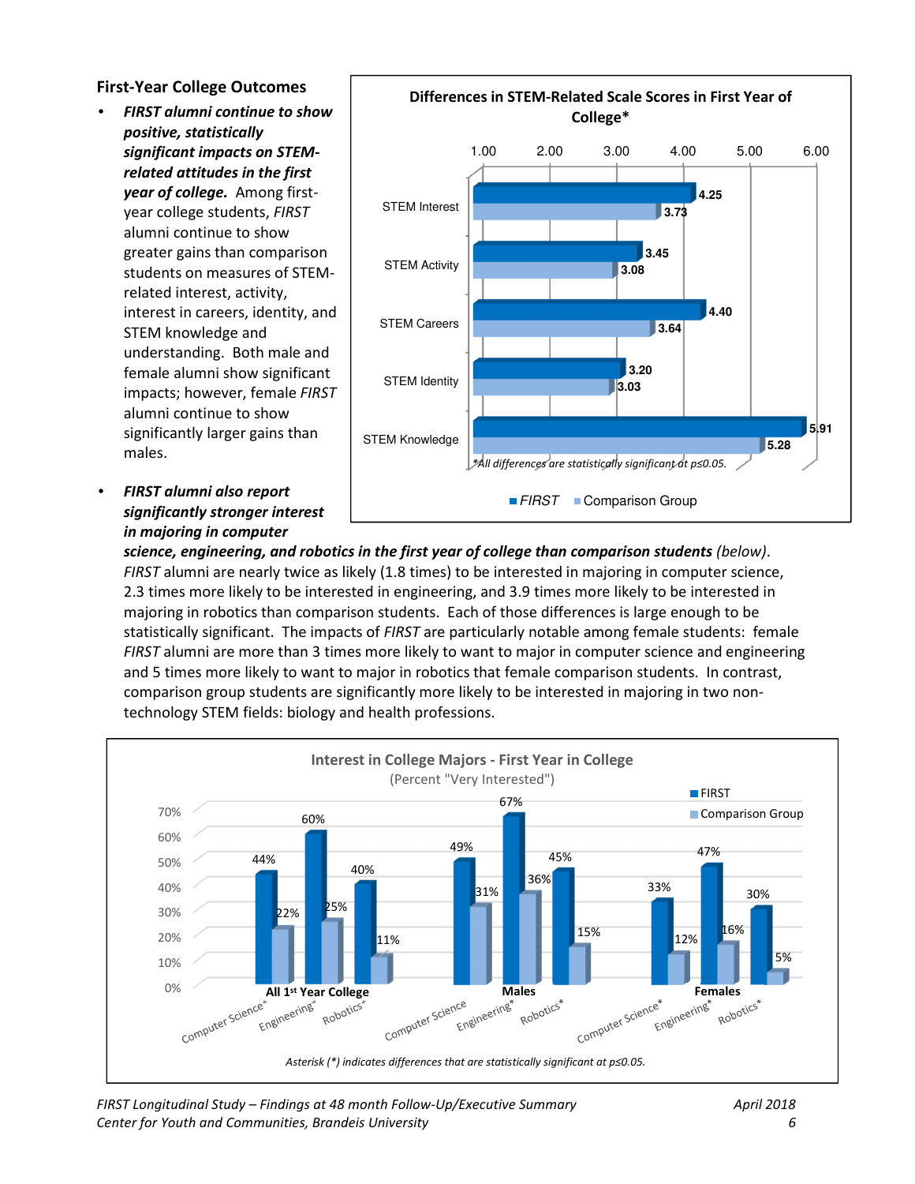## First-Year College Outcomes

- ***FIRST* alumni continue to show positive, statistically significant impacts on STEM-related attitudes in the first year of college.** Among first-year college students, *FIRST* alumni continue to show greater gains than comparison students on measures of STEM-related interest, activity, interest in careers, identity, and STEM knowledge and understanding. Both male and female alumni show significant impacts; however, female *FIRST* alumni continue to show significantly larger gains than males.

- ***FIRST* alumni also report significantly stronger interest in majoring in computer science, engineering, and robotics in the first year of college than comparison students** (below). *FIRST* alumni are nearly twice as likely (1.8 times) to be interested in majoring in computer science, 2.3 times more likely to be interested in engineering, and 3.9 times more likely to be interested in majoring in robotics than comparison students. Each of those differences is large enough to be statistically significant. The impacts of *FIRST* are particularly notable among female students: female *FIRST* alumni are more than 3 times more likely to want to major in computer science and engineering and 5 times more likely to want to major in robotics that female comparison students. In contrast, comparison group students are significantly more likely to be interested in majoring in two non-technology STEM fields: biology and health professions.

**Differences in STEM-Related Scale Scores in First Year of College***

| | FIRST | Comparison Group |
|---|---|---|
| STEM Interest | 4.25 | 3.73 |
| STEM Activity | 3.45 | 3.08 |
| STEM Careers | 4.40 | 3.64 |
| STEM Identity | 3.20 | 3.03 |
| STEM Knowledge | 5.91 | 5.28 |

*All differences are statistically significant at p≤0.05.*

**Interest in College Majors - First Year in College**
(Percent "Very Interested")

| Group | Major | FIRST | Comparison Group |
|---|---|---|---|
| All 1st Year College | Computer Science* | 44% | 22% |
| All 1st Year College | Engineering* | 60% | 25% |
| All 1st Year College | Robotics* | 40% | 11% |
| Males | Computer Science | 49% | 31% |
| Males | Engineering* | 67% | 36% |
| Males | Robotics* | 45% | 15% |
| Females | Computer Science* | 33% | 12% |
| Females | Engineering* | 47% | 16% |
| Females | Robotics* | 30% | 5% |

*Asterisk (*) indicates differences that are statistically significant at p≤0.05.*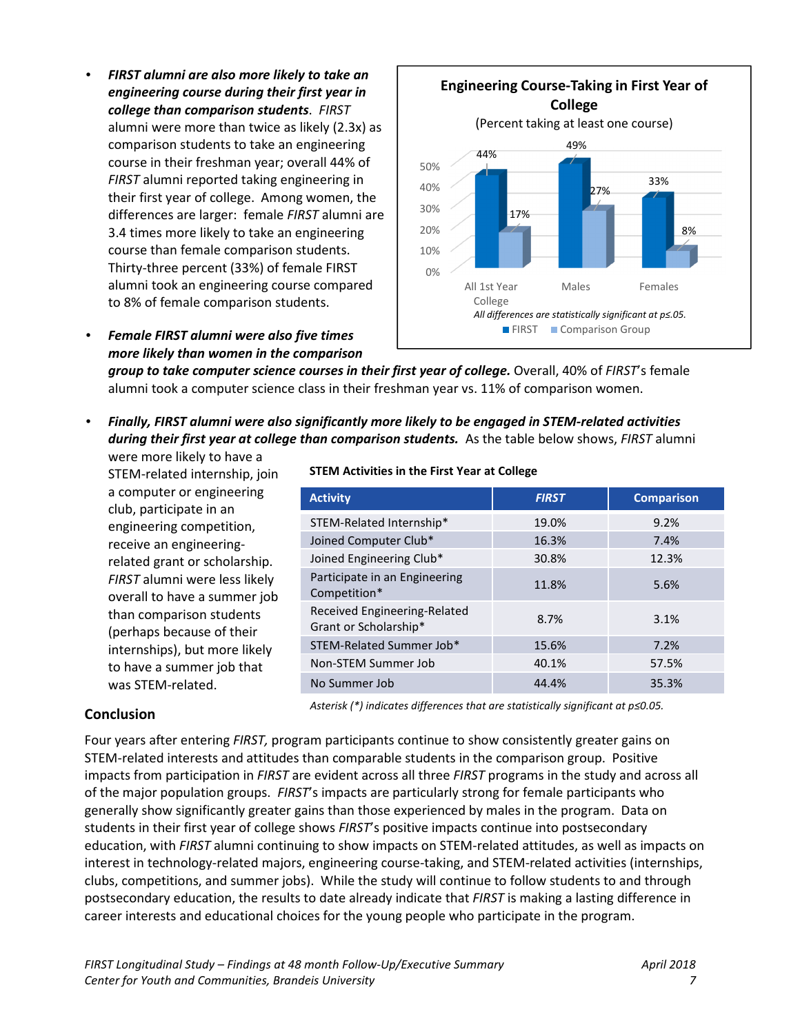- ***FIRST* alumni are also more likely to take an engineering course during their first year in college than comparison students**. *FIRST* alumni were more than twice as likely (2.3x) as comparison students to take an engineering course in their freshman year; overall 44% of *FIRST* alumni reported taking engineering in their first year of college. Among women, the differences are larger: female *FIRST* alumni are 3.4 times more likely to take an engineering course than female comparison students. Thirty-three percent (33%) of female FIRST alumni took an engineering course compared to 8% of female comparison students.

Engineering Course-Taking in First Year of College

(Percent taking at least one course)

50%
40%
30%
20%
10%
0%

44%
17%
49%
27%
33%
8%

All 1st Year College
Males
Females

*All differences are statistically significant at p≤.05.*

FIRST
Comparison Group

- ***Female FIRST alumni were also five times more likely than women in the comparison group to take computer science courses in their first year of college.*** Overall, 40% of *FIRST*'s female alumni took a computer science class in their freshman year vs. 11% of comparison women.

- ***Finally, FIRST alumni were also significantly more likely to be engaged in STEM-related activities during their first year at college than comparison students.*** As the table below shows, *FIRST* alumni were more likely to have a STEM-related internship, join a computer or engineering club, participate in an engineering competition, receive an engineering-related grant or scholarship. *FIRST* alumni were less likely overall to have a summer job than comparison students (perhaps because of their internships), but more likely to have a summer job that was STEM-related.

**STEM Activities in the First Year at College**

| Activity | *FIRST* | Comparison |
|---|---|---|
| STEM-Related Internship* | 19.0% | 9.2% |
| Joined Computer Club* | 16.3% | 7.4% |
| Joined Engineering Club* | 30.8% | 12.3% |
| Participate in an Engineering Competition* | 11.8% | 5.6% |
| Received Engineering-Related Grant or Scholarship* | 8.7% | 3.1% |
| STEM-Related Summer Job* | 15.6% | 7.2% |
| Non-STEM Summer Job | 40.1% | 57.5% |
| No Summer Job | 44.4% | 35.3% |

*Asterisk (*) indicates differences that are statistically significant at p≤0.05.*

## Conclusion

Four years after entering *FIRST,* program participants continue to show consistently greater gains on STEM-related interests and attitudes than comparable students in the comparison group. Positive impacts from participation in *FIRST* are evident across all three *FIRST* programs in the study and across all of the major population groups. *FIRST*'s impacts are particularly strong for female participants who generally show significantly greater gains than those experienced by males in the program. Data on students in their first year of college shows *FIRST*'s positive impacts continue into postsecondary education, with *FIRST* alumni continuing to show impacts on STEM-related attitudes, as well as impacts on interest in technology-related majors, engineering course-taking, and STEM-related activities (internships, clubs, competitions, and summer jobs). While the study will continue to follow students to and through postsecondary education, the results to date already indicate that *FIRST* is making a lasting difference in career interests and educational choices for the young people who participate in the program.